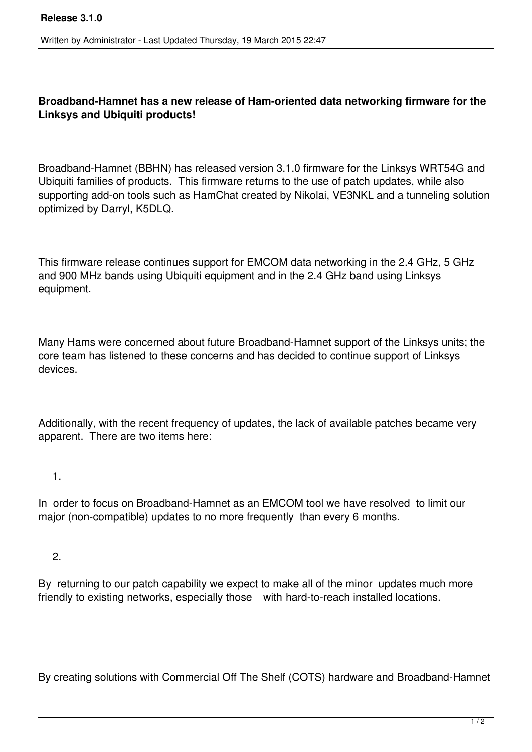# Release 3.1.0

Written by Administrator - Last Updated Thursday, 19 March 2015 22:47

**Broadband-Hamnet has a new release of Ham-oriented data networking firmware for the Linksys and Ubiquiti products!**

Broadband-Hamnet (BBHN) has released version 3.1.0 firmware for the Linksys WRT54G and Ubiquiti families of products. This firmware returns to the use of patch updates, while also supporting add-on tools such as HamChat created by Nikolai, VE3NKL and a tunneling solution optimized by Darryl, K5DLQ.

This firmware release continues support for EMCOM data networking in the 2.4 GHz, 5 GHz and 900 MHz bands using Ubiquiti equipment and in the 2.4 GHz band using Linksys equipment.

Many Hams were concerned about future Broadband-Hamnet support of the Linksys units; the core team has listened to these concerns and has decided to continue support of Linksys devices.

Additionally, with the recent frequency of updates, the lack of available patches became very apparent. There are two items here:

1. In order to focus on Broadband-Hamnet as an EMCOM tool we have resolved to limit our major (non-compatible) updates to no more frequently than every 6 months.

2. By returning to our patch capability we expect to make all of the minor updates much more friendly to existing networks, especially those with hard-to-reach installed locations.

By creating solutions with Commercial Off The Shelf (COTS) hardware and Broadband-Hamnet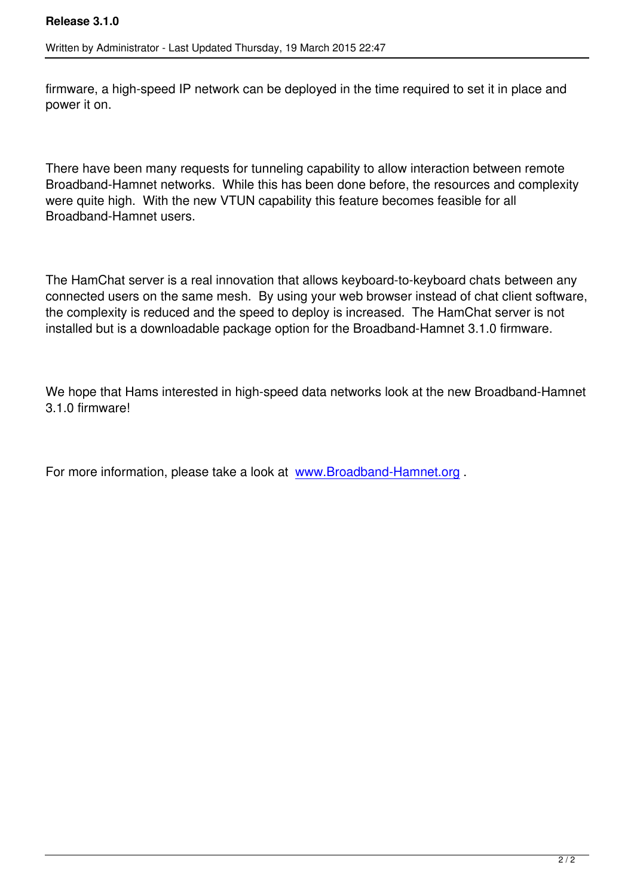firmware, a high-speed IP network can be deployed in the time required to set it in place and power it on.

There have been many requests for tunneling capability to allow interaction between remote Broadband-Hamnet networks.  While this has been done before, the resources and complexity were quite high.  With the new VTUN capability this feature becomes feasible for all Broadband-Hamnet users.

The HamChat server is a real innovation that allows keyboard-to-keyboard chats between any connected users on the same mesh.  By using your web browser instead of chat client software, the complexity is reduced and the speed to deploy is increased.  The HamChat server is not installed but is a downloadable package option for the Broadband-Hamnet 3.1.0 firmware.

We hope that Hams interested in high-speed data networks look at the new Broadband-Hamnet 3.1.0 firmware!

For more information, please take a look at  www.Broadband-Hamnet.org .